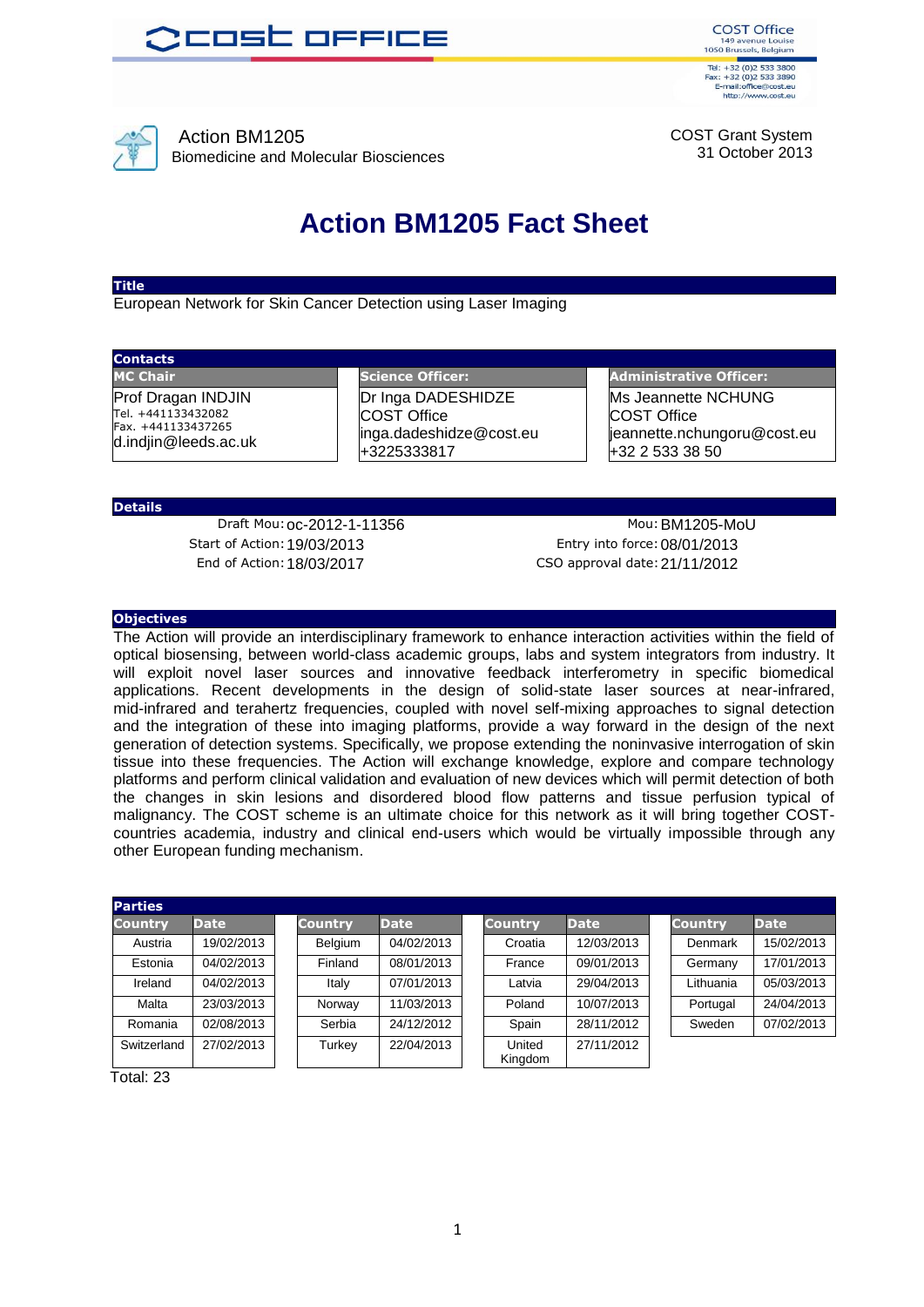COST Office
149 avenue Louise
1050 Brussels, Belgium

Tel: +32 (0)2 533 3800
Fax: +32 (0)2 533 3890
E-mail:office@cost.eu
http://www.cost.eu

Action BM1205
Biomedicine and Molecular Biosciences

COST Grant System
31 October 2013

# Action BM1205 Fact Sheet

## Title

European Network for Skin Cancer Detection using Laser Imaging

## Contacts

| MC Chair | Science Officer: | Administrative Officer: |
|---|---|---|
| Prof Dragan INDJIN<br>Tel. +441133432082<br>Fax. +441133437265<br>d.indjin@leeds.ac.uk | Dr Inga DADESHIDZE<br>COST Office<br>inga.dadeshidze@cost.eu<br>+3225333817 | Ms Jeannette NCHUNG<br>COST Office<br>jeannette.nchungoru@cost.eu<br>+32 2 533 38 50 |

## Details

Draft Mou: oc-2012-1-11356
Start of Action: 19/03/2013
End of Action: 18/03/2017
Mou: BM1205-MoU
Entry into force: 08/01/2013
CSO approval date: 21/11/2012

## Objectives

The Action will provide an interdisciplinary framework to enhance interaction activities within the field of optical biosensing, between world-class academic groups, labs and system integrators from industry. It will exploit novel laser sources and innovative feedback interferometry in specific biomedical applications. Recent developments in the design of solid-state laser sources at near-infrared, mid-infrared and terahertz frequencies, coupled with novel self-mixing approaches to signal detection and the integration of these into imaging platforms, provide a way forward in the design of the next generation of detection systems. Specifically, we propose extending the noninvasive interrogation of skin tissue into these frequencies. The Action will exchange knowledge, explore and compare technology platforms and perform clinical validation and evaluation of new devices which will permit detection of both the changes in skin lesions and disordered blood flow patterns and tissue perfusion typical of malignancy. The COST scheme is an ultimate choice for this network as it will bring together COST-countries academia, industry and clinical end-users which would be virtually impossible through any other European funding mechanism.

## Parties

| Country | Date | Country | Date | Country | Date | Country | Date |
|---|---|---|---|---|---|---|---|
| Austria | 19/02/2013 | Belgium | 04/02/2013 | Croatia | 12/03/2013 | Denmark | 15/02/2013 |
| Estonia | 04/02/2013 | Finland | 08/01/2013 | France | 09/01/2013 | Germany | 17/01/2013 |
| Ireland | 04/02/2013 | Italy | 07/01/2013 | Latvia | 29/04/2013 | Lithuania | 05/03/2013 |
| Malta | 23/03/2013 | Norway | 11/03/2013 | Poland | 10/07/2013 | Portugal | 24/04/2013 |
| Romania | 02/08/2013 | Serbia | 24/12/2012 | Spain | 28/11/2012 | Sweden | 07/02/2013 |
| Switzerland | 27/02/2013 | Turkey | 22/04/2013 | United Kingdom | 27/11/2012 | | |

Total: 23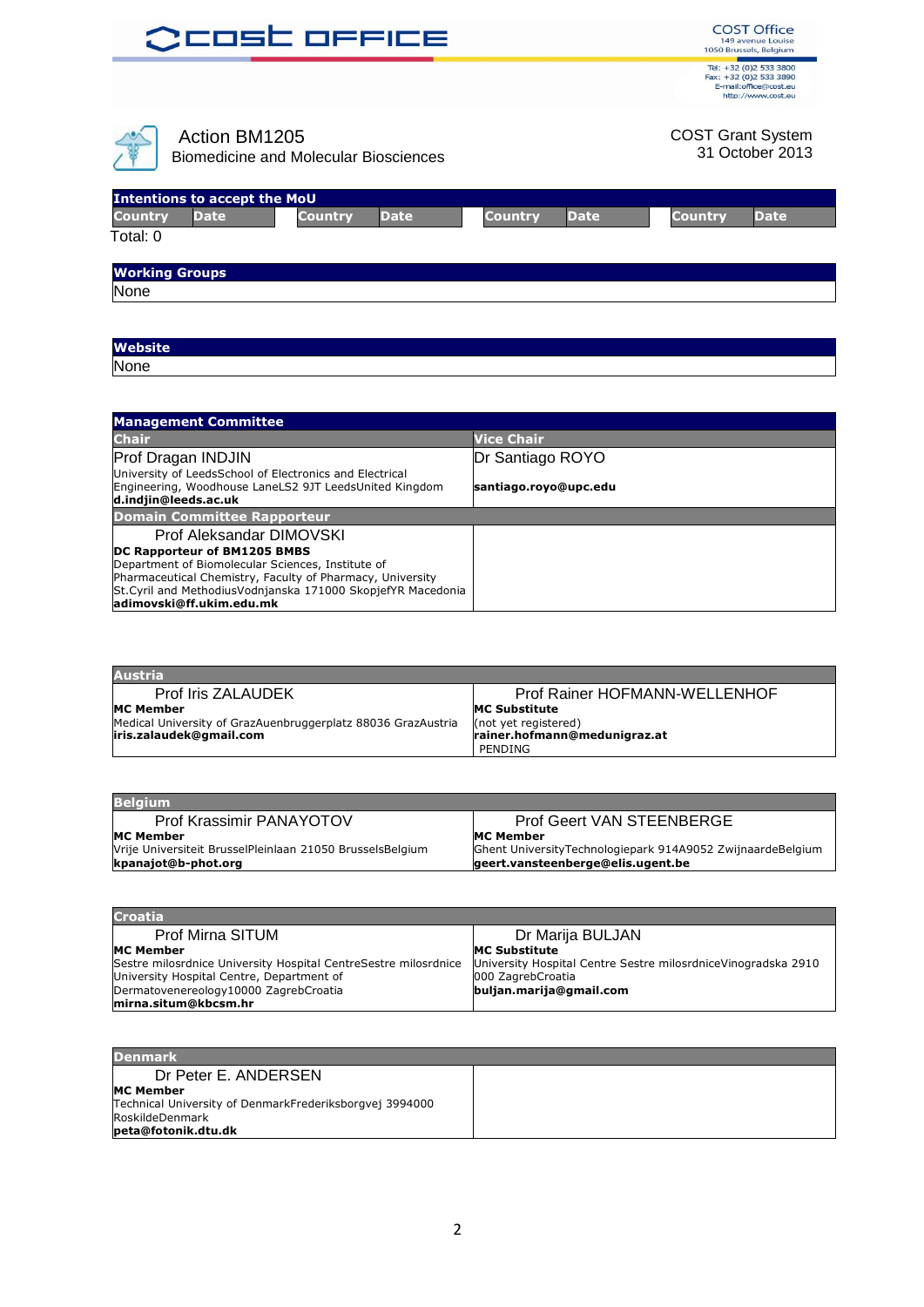COST Office
149 avenue Louise
1050 Brussels, Belgium

Tel: +32 (0)2 533 3800
Fax: +32 (0)2 533 3890
E-mail:office@cost.eu
http://www.cost.eu

# Action BM1205

Biomedicine and Molecular Biosciences

COST Grant System
31 October 2013

## Intentions to accept the MoU

| Country | Date | Country | Date | Country | Date | Country | Date |
|---|---|---|---|---|---|---|---|

Total: 0

## Working Groups

None

## Website

None

## Management Committee

| Chair | Vice Chair |
|---|---|
| Prof Dragan INDJIN<br>University of LeedsSchool of Electronics and Electrical Engineering, Woodhouse LaneLS2 9JT LeedsUnited Kingdom<br>**d.indjin@leeds.ac.uk** | Dr Santiago ROYO<br>**santiago.royo@upc.edu** |
| **Domain Committee Rapporteur** | |
| Prof Aleksandar DIMOVSKI<br>**DC Rapporteur of BM1205 BMBS**<br>Department of Biomolecular Sciences, Institute of Pharmaceutical Chemistry, Faculty of Pharmacy, University St.Cyril and MethodiusVodnjanska 171000 SkopjefYR Macedonia<br>**adimovski@ff.ukim.edu.mk** | |

## Austria

| | |
|---|---|
| Prof Iris ZALAUDEK<br>**MC Member**<br>Medical University of GrazAuenbruggerplatz 88036 GrazAustria<br>**iris.zalaudek@gmail.com** | Prof Rainer HOFMANN-WELLENHOF<br>**MC Substitute**<br>(not yet registered)<br>**rainer.hofmann@medunigraz.at**<br>PENDING |

## Belgium

| | |
|---|---|
| Prof Krassimir PANAYOTOV<br>**MC Member**<br>Vrije Universiteit BrusselPleinlaan 21050 BrusselsBelgium<br>**kpanajot@b-phot.org** | Prof Geert VAN STEENBERGE<br>**MC Member**<br>Ghent UniversityTechnologiepark 914A9052 ZwijnaardeBelgium<br>**geert.vansteenberge@elis.ugent.be** |

## Croatia

| | |
|---|---|
| Prof Mirna SITUM<br>**MC Member**<br>Sestre milosrdnice University Hospital CentreSestre milosrdnice University Hospital Centre, Department of Dermatovenereology10000 ZagrebCroatia<br>**mirna.situm@kbcsm.hr** | Dr Marija BULJAN<br>**MC Substitute**<br>University Hospital Centre Sestre milosrdniceVinogradska 2910 000 ZagrebCroatia<br>**buljan.marija@gmail.com** |

## Denmark

| | |
|---|---|
| Dr Peter E. ANDERSEN<br>**MC Member**<br>Technical University of DenmarkFrederiksborgvej 3994000 RoskildeDenmark<br>**peta@fotonik.dtu.dk** | |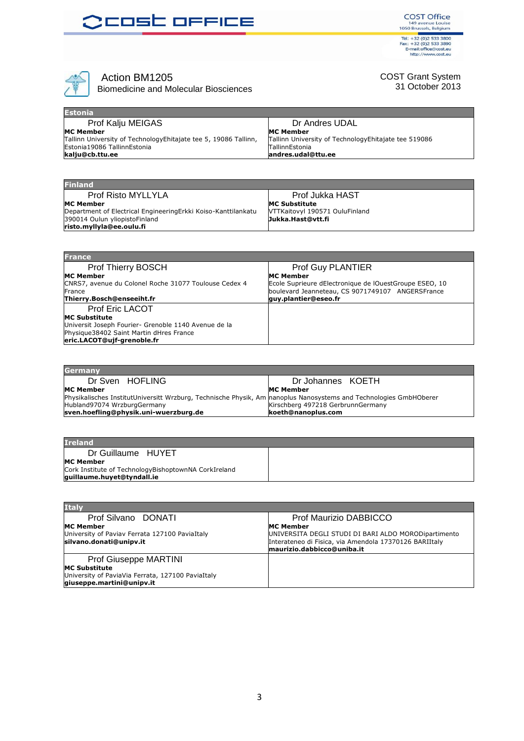Action BM1205
Biomedicine and Molecular Biosciences

COST Grant System
31 October 2013

| Estonia | |
|---|---|
| Prof Kalju MEIGAS<br>**MC Member**<br>Tallinn University of TechnologyEhitajate tee 5, 19086 Tallinn, Estonia19086 TallinnEstonia<br>**kalju@cb.ttu.ee** | Dr Andres UDAL<br>**MC Member**<br>Tallinn University of TechnologyEhitajate tee 519086 TallinnEstonia<br>**andres.udal@ttu.ee** |

| Finland | |
|---|---|
| Prof Risto MYLLYLA<br>**MC Member**<br>Department of Electrical EngineeringErkki Koiso-Kanttilankatu 390014 Oulun yliopistoFinland<br>**risto.myllyla@ee.oulu.fi** | Prof Jukka HAST<br>**MC Substitute**<br>VTTKaitovyl 190571 OuluFinland<br>**Jukka.Hast@vtt.fi** |

| France | |
|---|---|
| Prof Thierry BOSCH<br>**MC Member**<br>CNRS7, avenue du Colonel Roche 31077 Toulouse Cedex 4 France<br>**Thierry.Bosch@enseeiht.fr** | Prof Guy PLANTIER<br>**MC Member**<br>Ecole Suprieure dElectronique de lOuestGroupe ESEO, 10 boulevard Jeanneteau, CS 9071749107 ANGERSFrance<br>**guy.plantier@eseo.fr** |
| Prof Eric LACOT<br>**MC Substitute**<br>Universit Joseph Fourier- Grenoble 1140 Avenue de la Physique38402 Saint Martin dHres France<br>**eric.LACOT@ujf-grenoble.fr** | |

| Germany | |
|---|---|
| Dr Sven HOFLING<br>**MC Member**<br>Physikalisches InstitutUniversitt Wrzburg, Technische Physik, Am Hubland97074 WrzburgGermany<br>**sven.hoefling@physik.uni-wuerzburg.de** | Dr Johannes KOETH<br>**MC Member**<br>nanoplus Nanosystems and Technologies GmbHOberer Kirschberg 497218 GerbrunnGermany<br>**koeth@nanoplus.com** |

| Ireland | |
|---|---|
| Dr Guillaume HUYET<br>**MC Member**<br>Cork Institute of TechnologyBishoptownNA CorkIreland<br>**guillaume.huyet@tyndall.ie** | |

| Italy | |
|---|---|
| Prof Silvano DONATI<br>**MC Member**<br>University of Paviav Ferrata 127100 PaviaItaly<br>**silvano.donati@unipv.it** | Prof Maurizio DABBICCO<br>**MC Member**<br>UNIVERSITA DEGLI STUDI DI BARI ALDO MORODipartimento Interateneo di Fisica, via Amendola 17370126 BARIItaly<br>**maurizio.dabbicco@uniba.it** |
| Prof Giuseppe MARTINI<br>**MC Substitute**<br>University of PaviaVia Ferrata, 127100 PaviaItaly<br>**giuseppe.martini@unipv.it** | |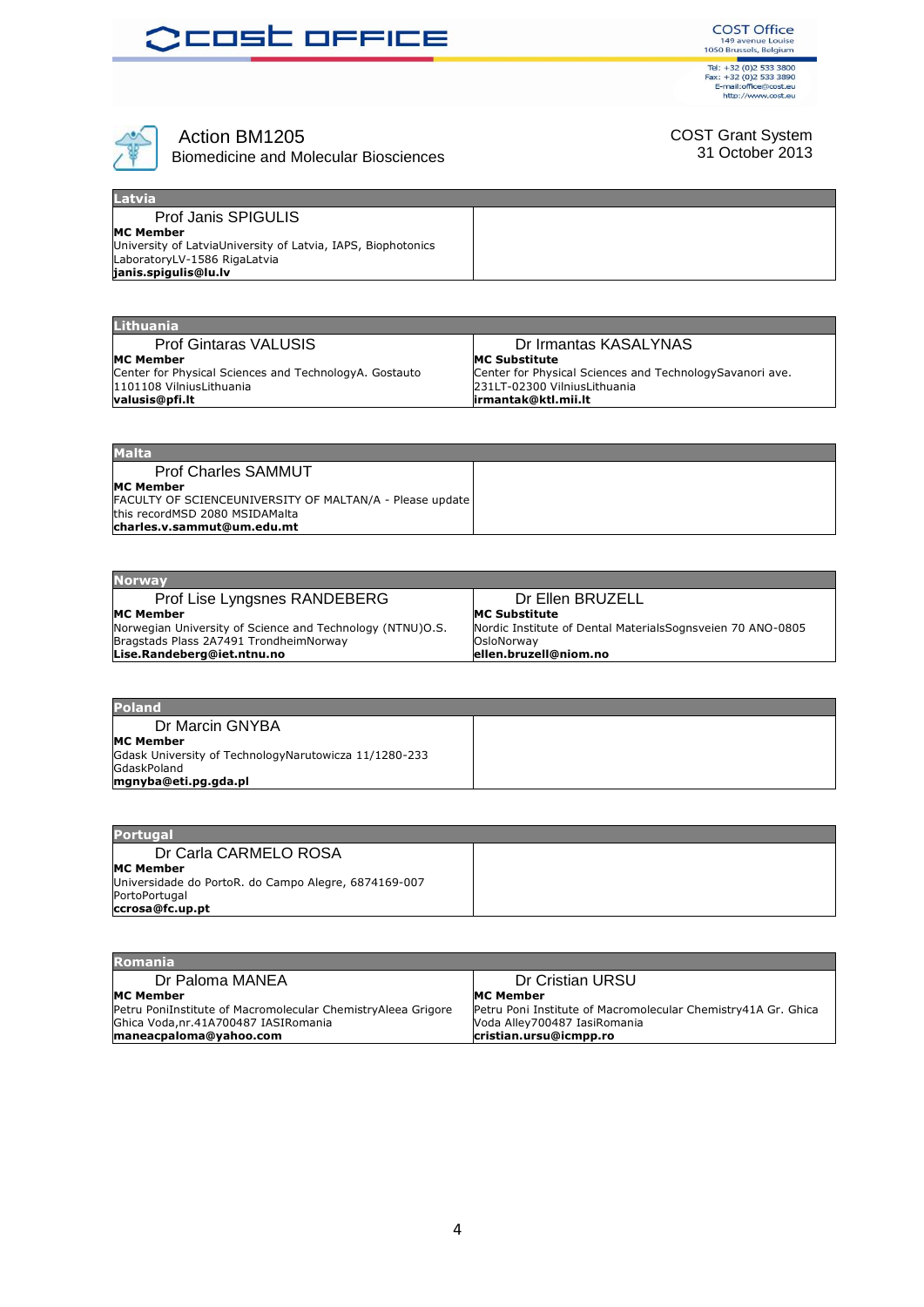Action BM1205
Biomedicine and Molecular Biosciences

COST Grant System
31 October 2013

| Latvia | |
|---|---|
| Prof Janis SPIGULIS<br>**MC Member**<br>University of LatviaUniversity of Latvia, IAPS, Biophotonics LaboratoryLV-1586 RigaLatvia<br>**janis.spigulis@lu.lv** | |

| Lithuania | |
|---|---|
| Prof Gintaras VALUSIS<br>**MC Member**<br>Center for Physical Sciences and TechnologyA. Gostauto 1101108 VilniusLithuania<br>**valusis@pfi.lt** | Dr Irmantas KASALYNAS<br>**MC Substitute**<br>Center for Physical Sciences and TechnologySavanori ave. 231LT-02300 VilniusLithuania<br>**irmantak@ktl.mii.lt** |

| Malta | |
|---|---|
| Prof Charles SAMMUT<br>**MC Member**<br>FACULTY OF SCIENCEUNIVERSITY OF MALTAN/A - Please update this recordMSD 2080 MSIDAMalta<br>**charles.v.sammut@um.edu.mt** | |

| Norway | |
|---|---|
| Prof Lise Lyngsnes RANDEBERG<br>**MC Member**<br>Norwegian University of Science and Technology (NTNU)O.S. Bragstads Plass 2A7491 TrondheimNorway<br>**Lise.Randeberg@iet.ntnu.no** | Dr Ellen BRUZELL<br>**MC Substitute**<br>Nordic Institute of Dental MaterialsSognsveien 70 ANO-0805 OsloNorway<br>**ellen.bruzell@niom.no** |

| Poland | |
|---|---|
| Dr Marcin GNYBA<br>**MC Member**<br>Gdask University of TechnologyNarutowicza 11/1280-233 GdaskPoland<br>**mgnyba@eti.pg.gda.pl** | |

| Portugal | |
|---|---|
| Dr Carla CARMELO ROSA<br>**MC Member**<br>Universidade do PortoR. do Campo Alegre, 6874169-007 PortoPortugal<br>**ccrosa@fc.up.pt** | |

| Romania | |
|---|---|
| Dr Paloma MANEA<br>**MC Member**<br>Petru PoniInstitute of Macromolecular ChemistryAleea Grigore Ghica Voda,nr.41A700487 IASIRomania<br>**maneacpaloma@yahoo.com** | Dr Cristian URSU<br>**MC Member**<br>Petru Poni Institute of Macromolecular Chemistry41A Gr. Ghica Voda Alley700487 IasiRomania<br>**cristian.ursu@icmpp.ro** |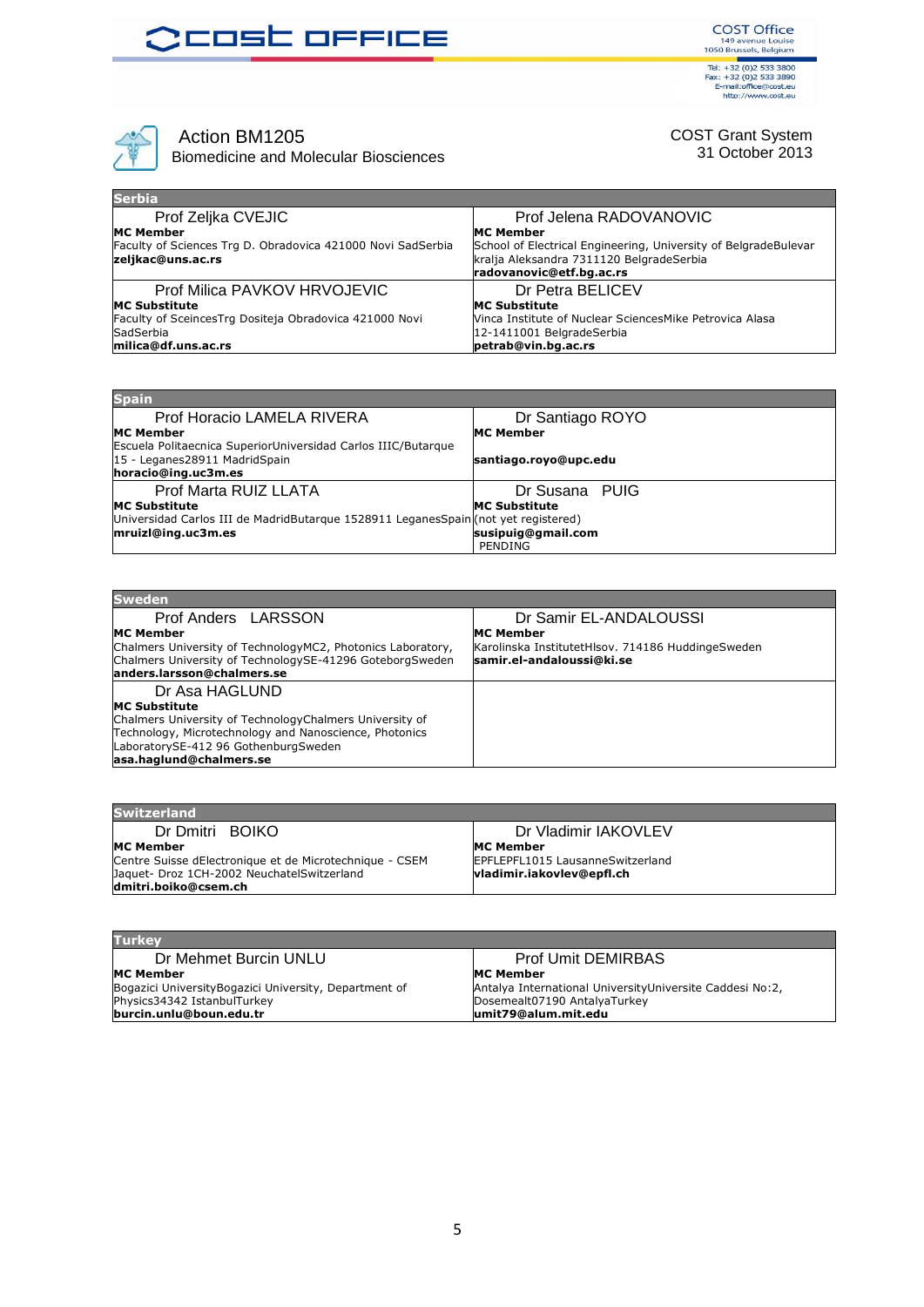Action BM1205
Biomedicine and Molecular Biosciences

COST Grant System
31 October 2013

| Serbia | |
|---|---|
| Prof Zeljka CVEJIC<br>**MC Member**<br>Faculty of Sciences Trg D. Obradovica 421000 Novi SadSerbia<br>**zeljkac@uns.ac.rs** | Prof Jelena RADOVANOVIC<br>**MC Member**<br>School of Electrical Engineering, University of BelgradeBulevar kralja Aleksandra 7311120 BelgradeSerbia<br>**radovanovic@etf.bg.ac.rs** |
| Prof Milica PAVKOV HRVOJEVIC<br>**MC Substitute**<br>Faculty of SceincesTrg Dositeja Obradovica 421000 Novi SadSerbia<br>**milica@df.uns.ac.rs** | Dr Petra BELICEV<br>**MC Substitute**<br>Vinca Institute of Nuclear SciencesMike Petrovica Alasa 12-1411001 BelgradeSerbia<br>**petrab@vin.bg.ac.rs** |

| Spain | |
|---|---|
| Prof Horacio LAMELA RIVERA<br>**MC Member**<br>Escuela Politaecnica SuperiorUniversidad Carlos IIIC/Butarque 15 - Leganes28911 MadridSpain<br>**horacio@ing.uc3m.es** | Dr Santiago ROYO<br>**MC Member**<br>**santiago.royo@upc.edu** |
| Prof Marta RUIZ LLATA<br>**MC Substitute**<br>Universidad Carlos III de MadridButarque 1528911 LeganesSpain<br>**mruizl@ing.uc3m.es** | Dr Susana PUIG<br>**MC Substitute**<br>(not yet registered)<br>**susipuig@gmail.com**<br>PENDING |

| Sweden | |
|---|---|
| Prof Anders LARSSON<br>**MC Member**<br>Chalmers University of TechnologyMC2, Photonics Laboratory, Chalmers University of TechnologySE-41296 GoteborgSweden<br>**anders.larsson@chalmers.se** | Dr Samir EL-ANDALOUSSI<br>**MC Member**<br>Karolinska InstitutetHlsov. 714186 HuddingeSweden<br>**samir.el-andaloussi@ki.se** |
| Dr Asa HAGLUND<br>**MC Substitute**<br>Chalmers University of TechnologyChalmers University of Technology, Microtechnology and Nanoscience, Photonics LaboratorySE-412 96 GothenburgSweden<br>**asa.haglund@chalmers.se** | |

| Switzerland | |
|---|---|
| Dr Dmitri BOIKO<br>**MC Member**<br>Centre Suisse dElectronique et de Microtechnique - CSEM Jaquet- Droz 1CH-2002 NeuchatelSwitzerland<br>**dmitri.boiko@csem.ch** | Dr Vladimir IAKOVLEV<br>**MC Member**<br>EPFLEPFL1015 LausanneSwitzerland<br>**vladimir.iakovlev@epfl.ch** |

| Turkey | |
|---|---|
| Dr Mehmet Burcin UNLU<br>**MC Member**<br>Bogazici UniversityBogazici University, Department of Physics34342 IstanbulTurkey<br>**burcin.unlu@boun.edu.tr** | Prof Umit DEMIRBAS<br>**MC Member**<br>Antalya International UniversityUniversite Caddesi No:2, Dosemealt07190 AntalyaTurkey<br>**umit79@alum.mit.edu** |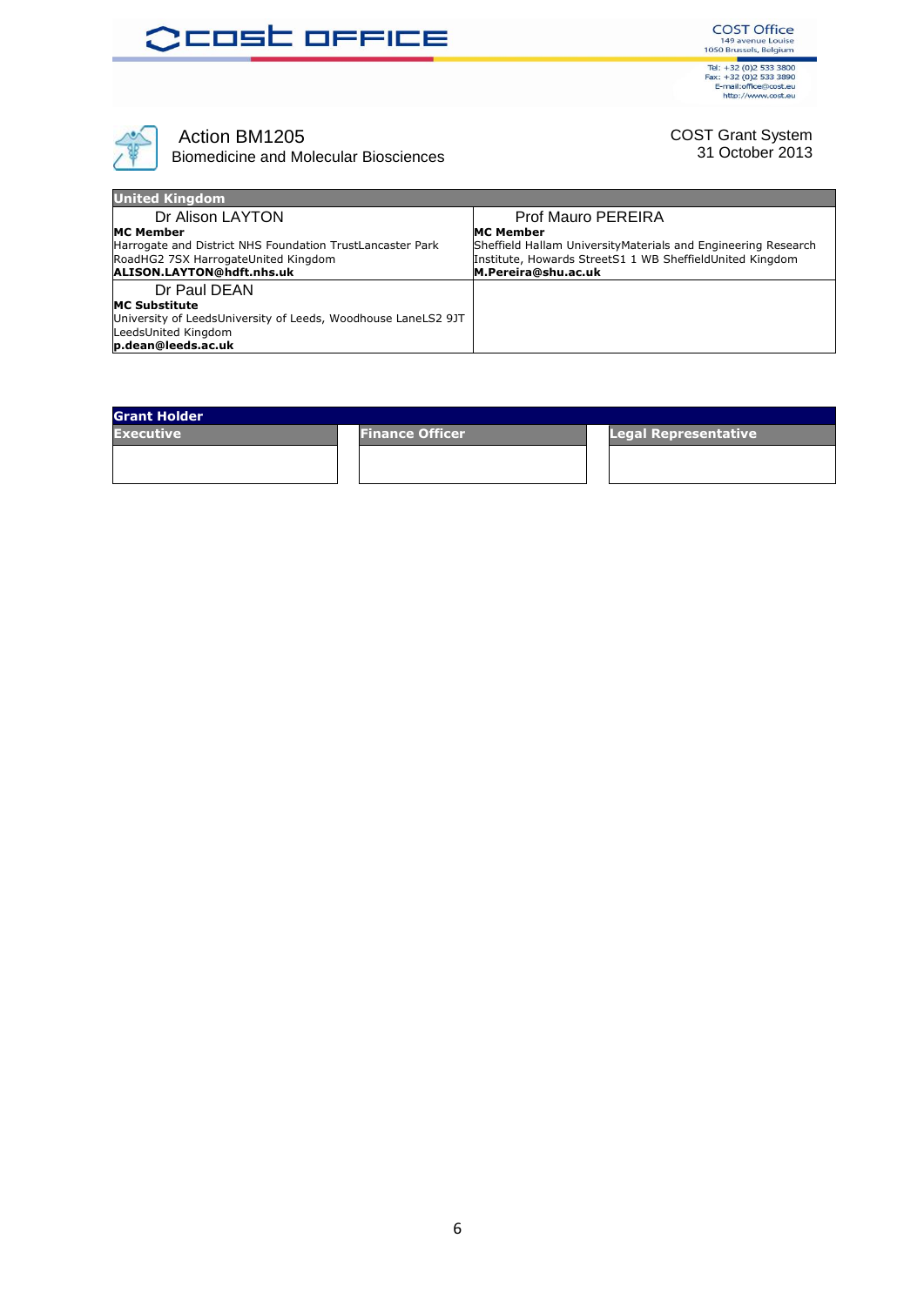Action BM1205

Biomedicine and Molecular Biosciences

COST Grant System

31 October 2013

| United Kingdom | |
|---|---|
| Dr Alison LAYTON<br>**MC Member**<br>Harrogate and District NHS Foundation TrustLancaster Park RoadHG2 7SX HarrogateUnited Kingdom<br>**ALISON.LAYTON@hdft.nhs.uk** | Prof Mauro PEREIRA<br>**MC Member**<br>Sheffield Hallam UniversityMaterials and Engineering Research Institute, Howards StreetS1 1 WB SheffieldUnited Kingdom<br>**M.Pereira@shu.ac.uk** |
| Dr Paul DEAN<br>**MC Substitute**<br>University of LeedsUniversity of Leeds, Woodhouse LaneLS2 9JT LeedsUnited Kingdom<br>**p.dean@leeds.ac.uk** | |

| Grant Holder | | |
|---|---|---|
| **Executive** | **Finance Officer** | **Legal Representative** |
| | | |